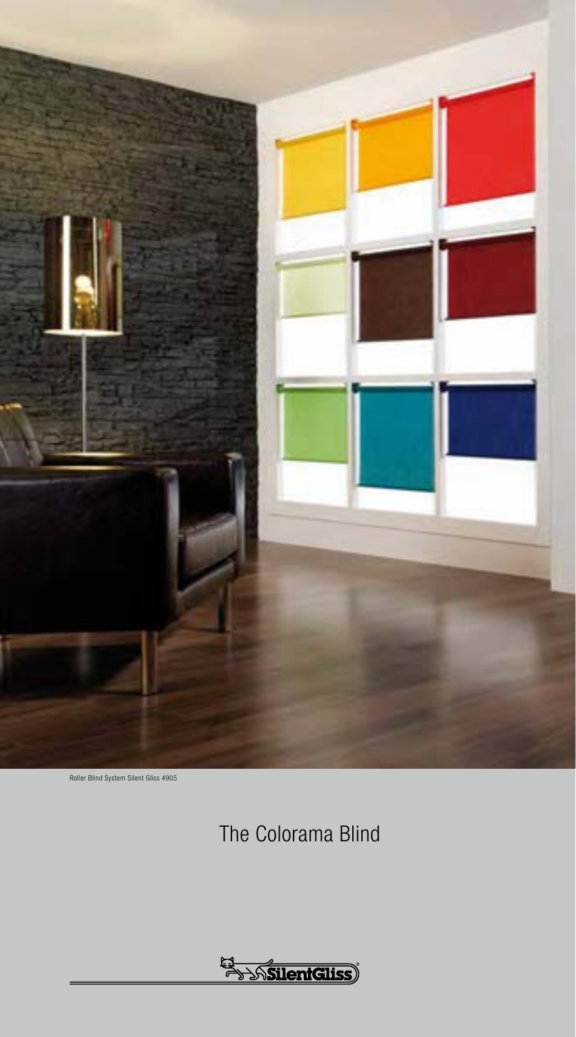Roller Blind System Silent Gliss 4905

# The Colorama Blind

SilentGliss®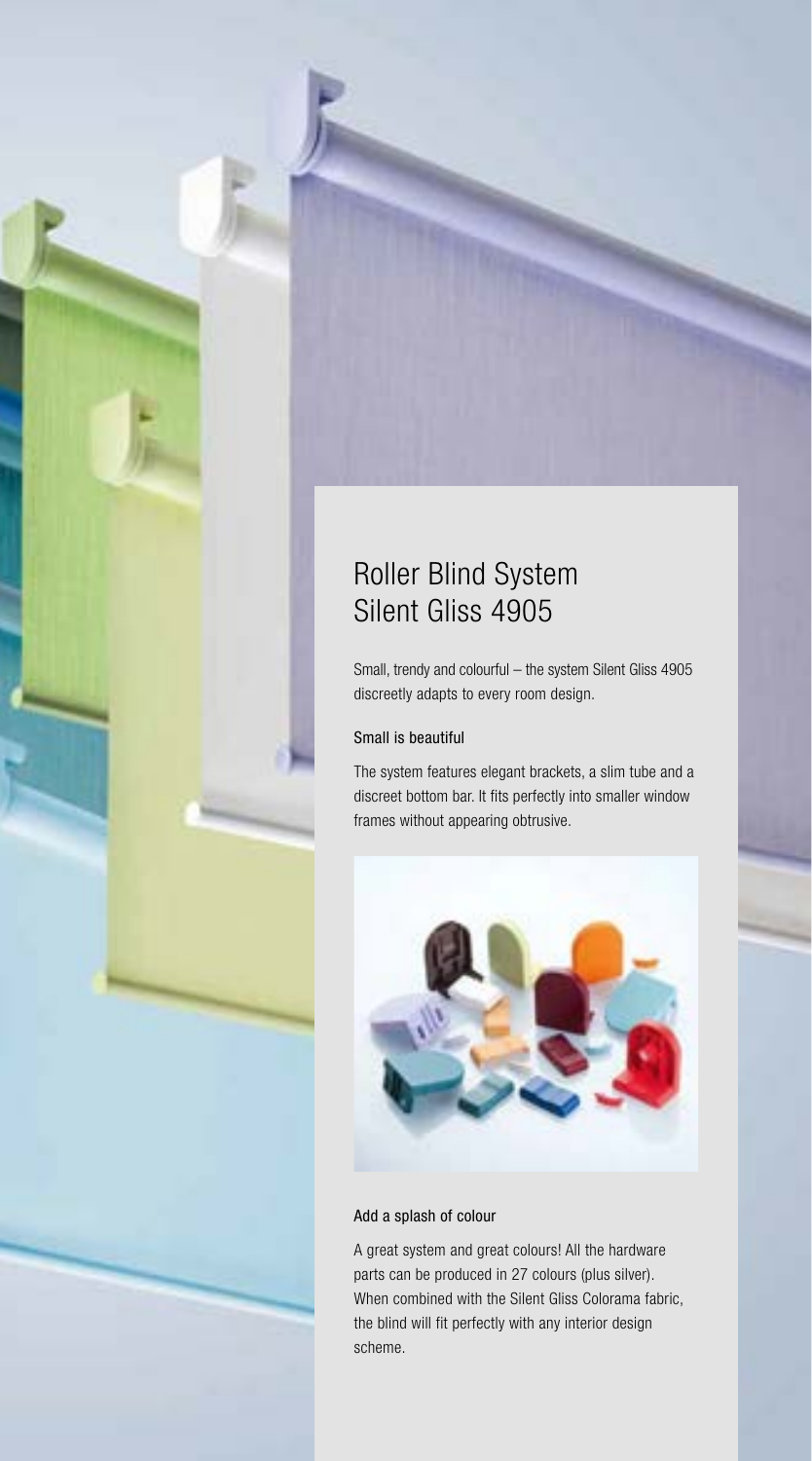# Roller Blind System Silent Gliss 4905

Small, trendy and colourful – the system Silent Gliss 4905 discreetly adapts to every room design.

### Small is beautiful

The system features elegant brackets, a slim tube and a discreet bottom bar. It fits perfectly into smaller window frames without appearing obtrusive.

### Add a splash of colour

A great system and great colours! All the hardware parts can be produced in 27 colours (plus silver). When combined with the Silent Gliss Colorama fabric, the blind will fit perfectly with any interior design scheme.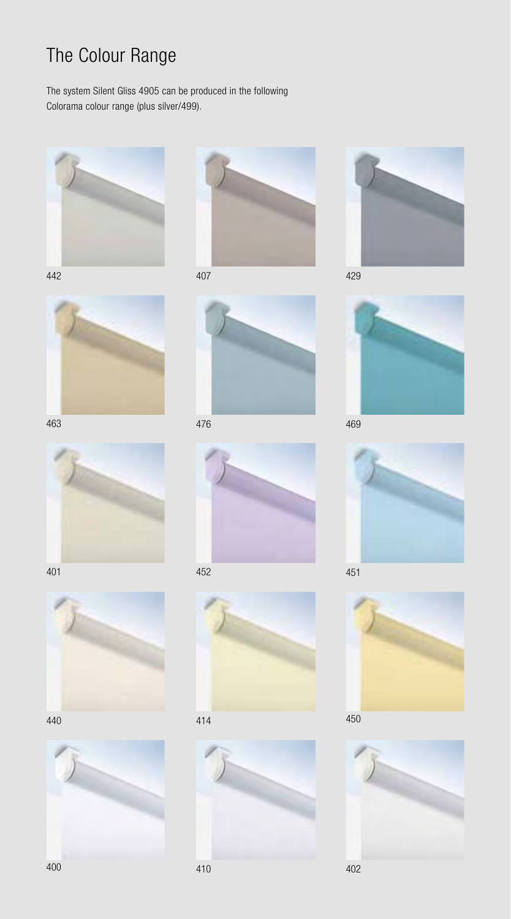# The Colour Range

The system Silent Gliss 4905 can be produced in the following Colorama colour range (plus silver/499).

442

407

429

463

476

469

401

452

451

440

414

450

400

410

402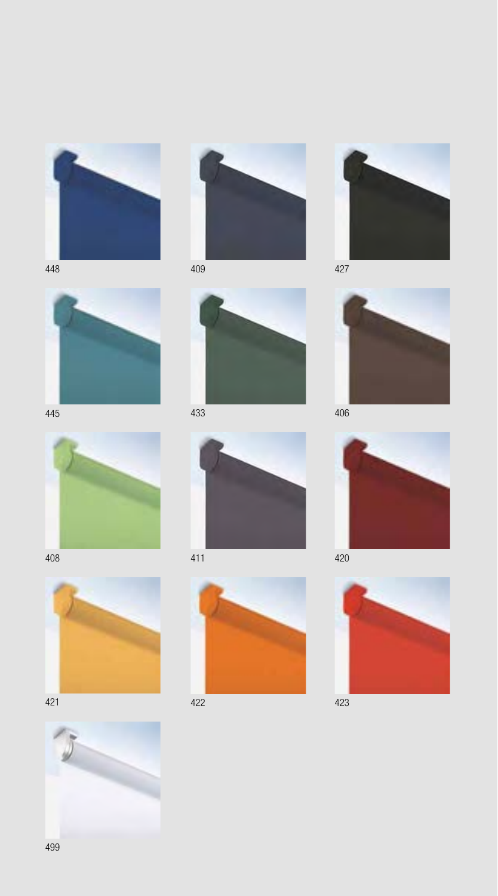448

409

427

445

433

406

408

411

420

421

422

423

499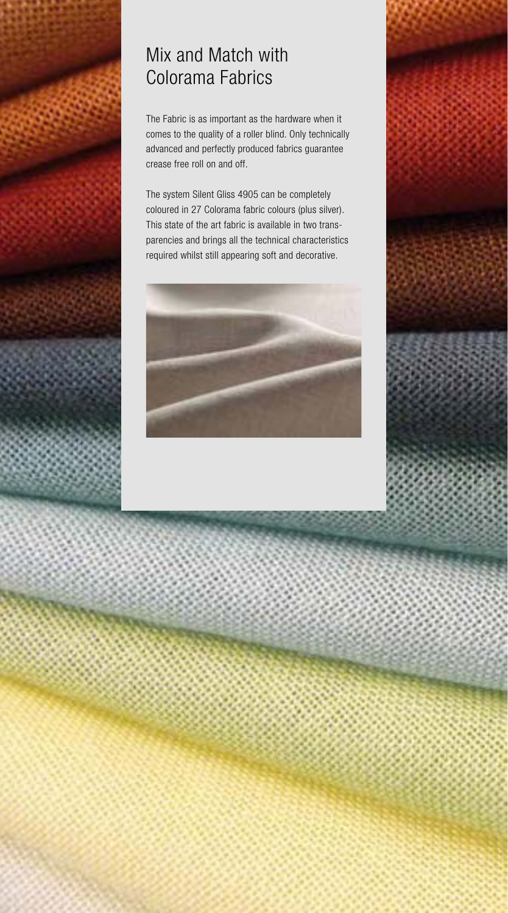# Mix and Match with Colorama Fabrics

The Fabric is as important as the hardware when it comes to the quality of a roller blind. Only technically advanced and perfectly produced fabrics guarantee crease free roll on and off.

The system Silent Gliss 4905 can be completely coloured in 27 Colorama fabric colours (plus silver). This state of the art fabric is available in two transparencies and brings all the technical characteristics required whilst still appearing soft and decorative.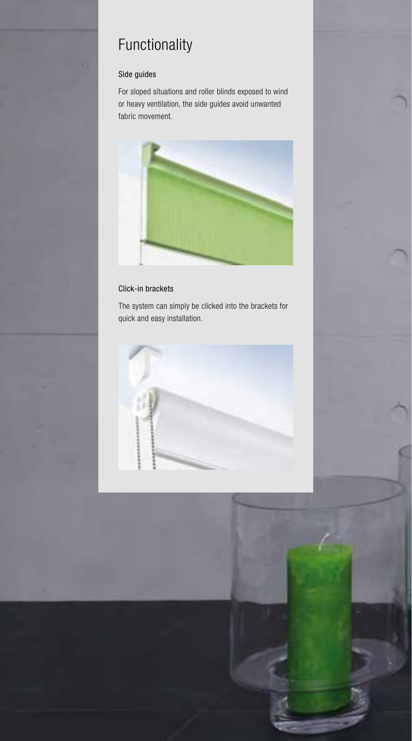# Functionality

### Side guides

For sloped situations and roller blinds exposed to wind or heavy ventilation, the side guides avoid unwanted fabric movement.

### Click-in brackets

The system can simply be clicked into the brackets for quick and easy installation.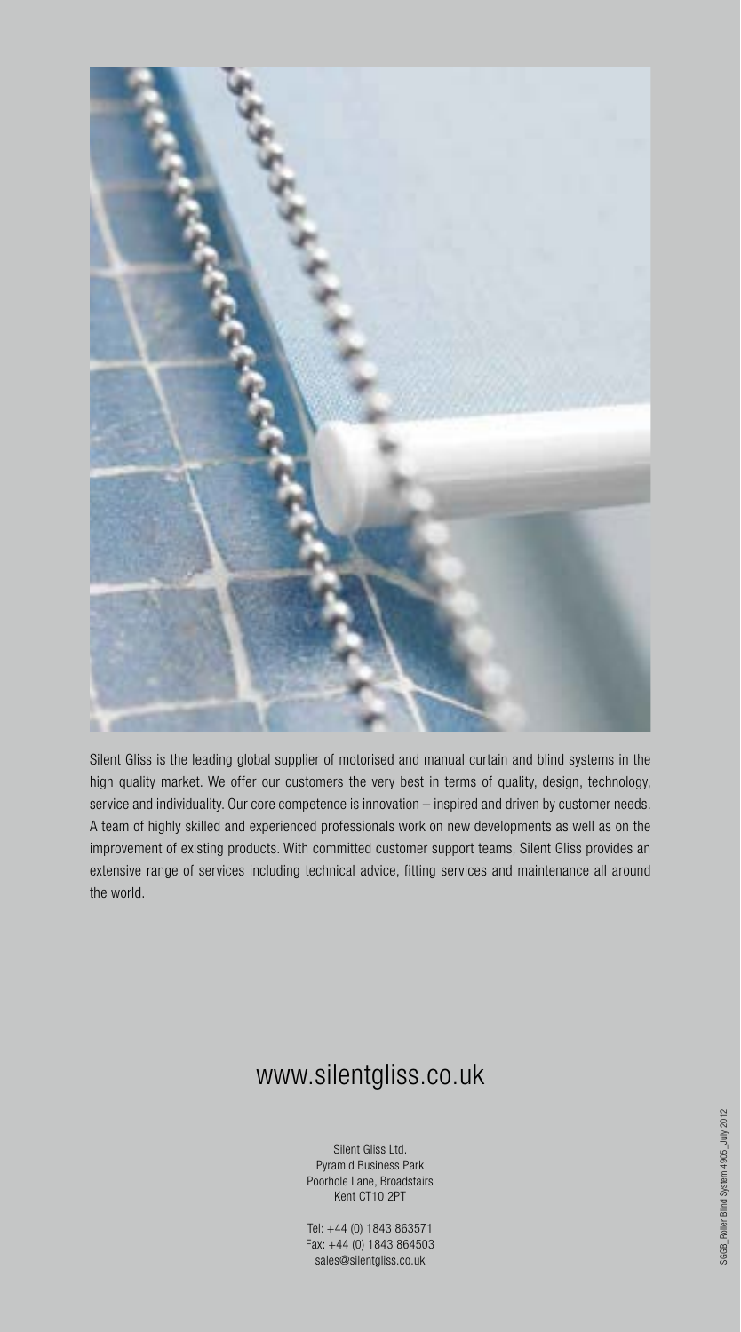Silent Gliss is the leading global supplier of motorised and manual curtain and blind systems in the high quality market. We offer our customers the very best in terms of quality, design, technology, service and individuality. Our core competence is innovation – inspired and driven by customer needs. A team of highly skilled and experienced professionals work on new developments as well as on the improvement of existing products. With committed customer support teams, Silent Gliss provides an extensive range of services including technical advice, fitting services and maintenance all around the world.

## www.silentgliss.co.uk

Silent Gliss Ltd.
Pyramid Business Park
Poorhole Lane, Broadstairs
Kent CT10 2PT

Tel: +44 (0) 1843 863571
Fax: +44 (0) 1843 864503
sales@silentgliss.co.uk

SGGB_Roller Blind System 4905_July 2012